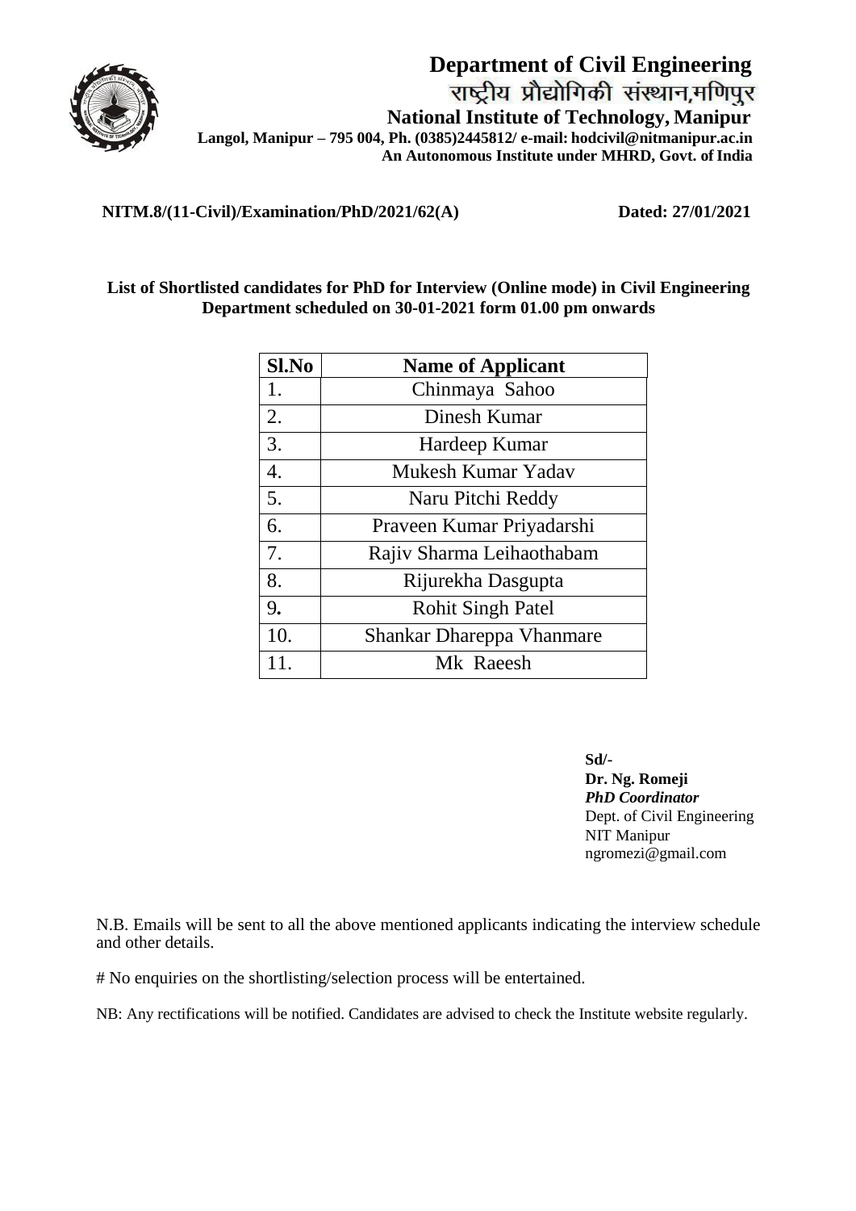# Department of Civil Engineering

राष्ट्रीय प्रौद्योगिकी संस्थान,मणिपुर

**National Institute of Technology, Manipur**

**Langol, Manipur – 795 004, Ph. (0385)2445812/ e-mail: hodcivil@nitmanipur.ac.in**

**An Autonomous Institute under MHRD, Govt. of India**

**NITM.8/(11-Civil)/Examination/PhD/2021/62(A)** **Dated: 27/01/2021**

**List of Shortlisted candidates for PhD for Interview (Online mode) in Civil Engineering Department scheduled on 30-01-2021 form 01.00 pm onwards**

| Sl.No | Name of Applicant |
|---|---|
| 1. | Chinmaya Sahoo |
| 2. | Dinesh Kumar |
| 3. | Hardeep Kumar |
| 4. | Mukesh Kumar Yadav |
| 5. | Naru Pitchi Reddy |
| 6. | Praveen Kumar Priyadarshi |
| 7. | Rajiv Sharma Leihaothabam |
| 8. | Rijurekha Dasgupta |
| 9. | Rohit Singh Patel |
| 10. | Shankar Dhareppa Vhanmare |
| 11. | Mk Raeesh |

**Sd/-**
**Dr. Ng. Romeji**
***PhD Coordinator***
Dept. of Civil Engineering
NIT Manipur
ngromezi@gmail.com

N.B. Emails will be sent to all the above mentioned applicants indicating the interview schedule and other details.

# No enquiries on the shortlisting/selection process will be entertained.

NB: Any rectifications will be notified. Candidates are advised to check the Institute website regularly.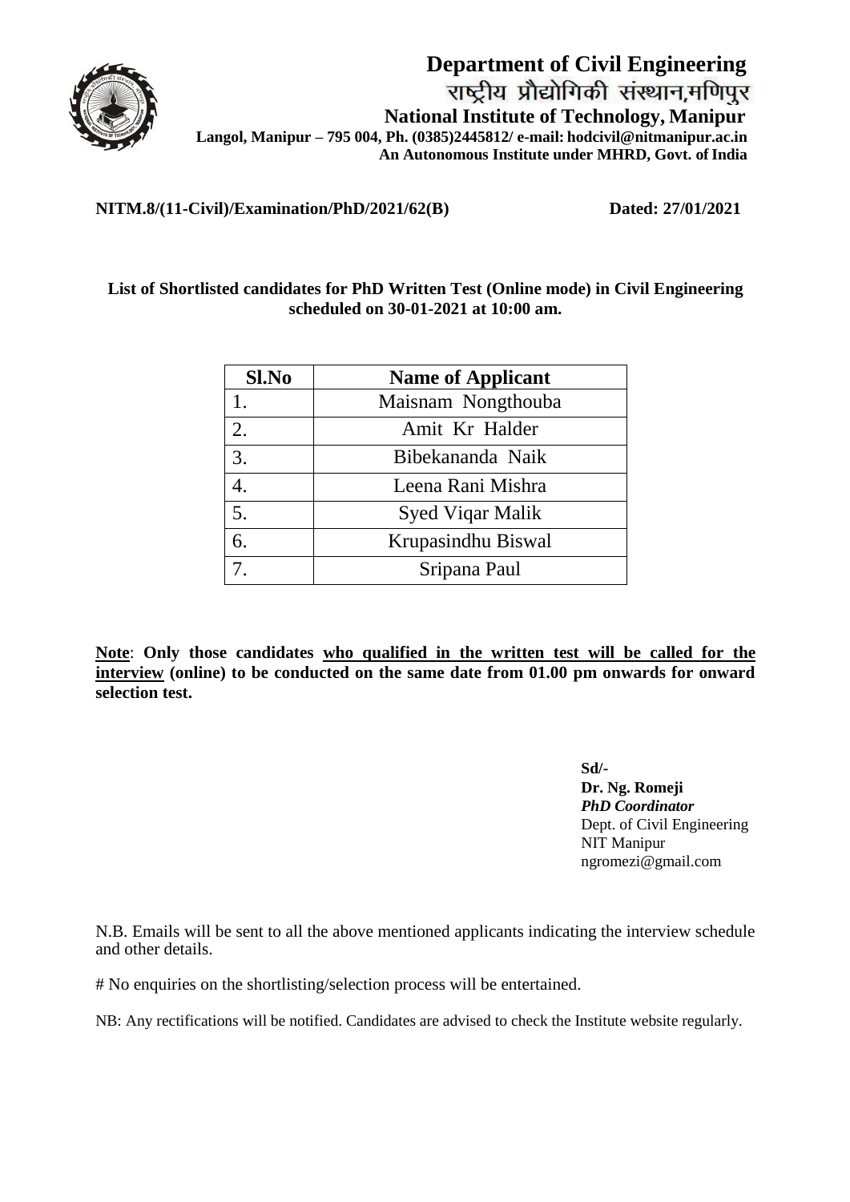# Department of Civil Engineering

राष्ट्रीय प्रौद्योगिकी संस्थान,मणिपुर

**National Institute of Technology, Manipur**

**Langol, Manipur – 795 004, Ph. (0385)2445812/ e-mail: hodcivil@nitmanipur.ac.in**

**An Autonomous Institute under MHRD, Govt. of India**

**NITM.8/(11-Civil)/Examination/PhD/2021/62(B)** **Dated: 27/01/2021**

**List of Shortlisted candidates for PhD Written Test (Online mode) in Civil Engineering scheduled on 30-01-2021 at 10:00 am.**

| Sl.No | Name of Applicant |
|---|---|
| 1. | Maisnam Nongthouba |
| 2. | Amit Kr Halder |
| 3. | Bibekananda Naik |
| 4. | Leena Rani Mishra |
| 5. | Syed Viqar Malik |
| 6. | Krupasindhu Biswal |
| 7. | Sripana Paul |

**Note**: **Only those candidates who qualified in the written test will be called for the interview (online) to be conducted on the same date from 01.00 pm onwards for onward selection test.**

**Sd/-**
**Dr. Ng. Romeji**
***PhD Coordinator***
Dept. of Civil Engineering
NIT Manipur
ngromezi@gmail.com

N.B. Emails will be sent to all the above mentioned applicants indicating the interview schedule and other details.

# No enquiries on the shortlisting/selection process will be entertained.

NB: Any rectifications will be notified. Candidates are advised to check the Institute website regularly.